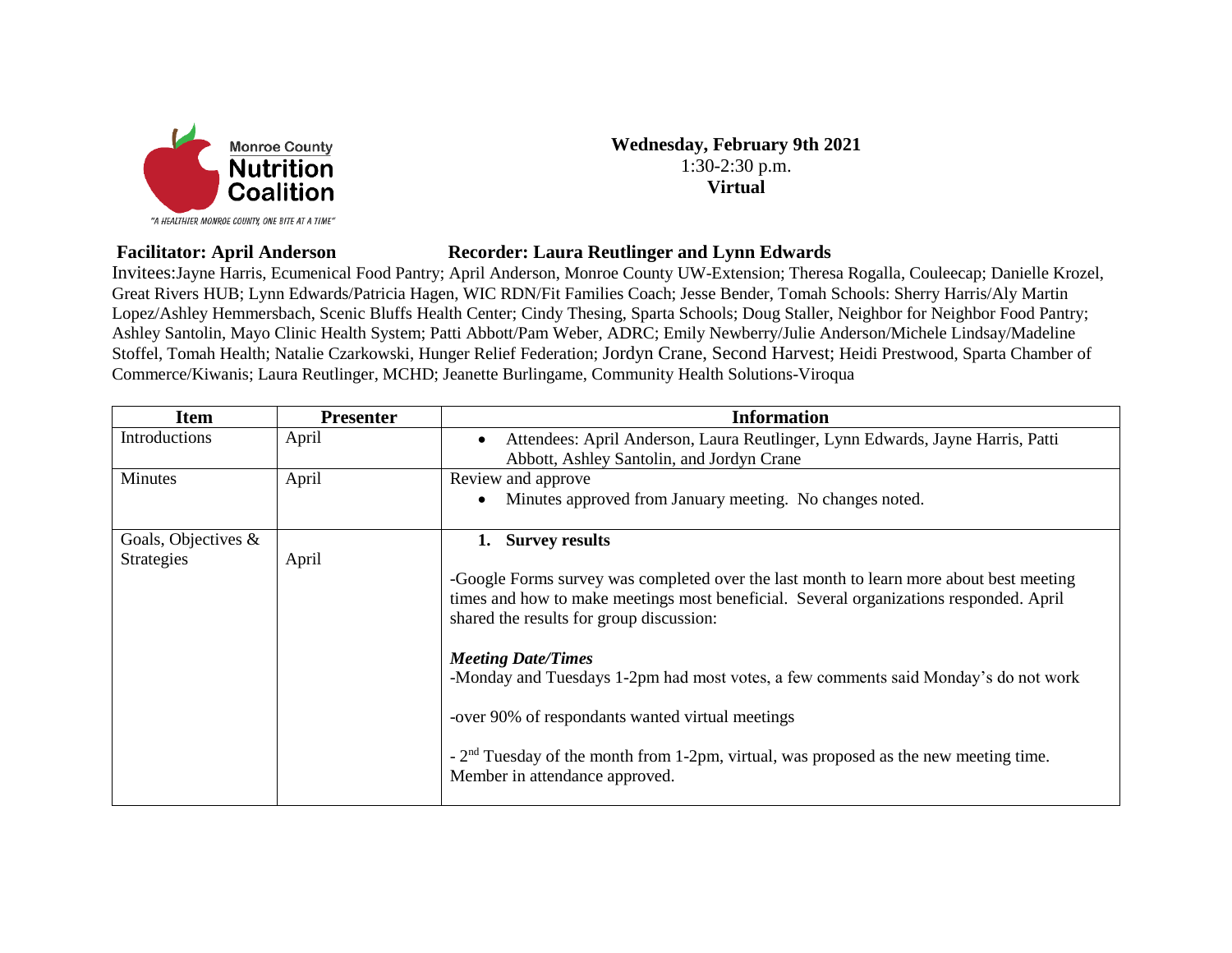Monroe County Nutrition Coalition

"A HEALTHIER MONROE COUNTY, ONE BITE AT A TIME"

**Wednesday, February 9th 2021**
1:30-2:30 p.m.
**Virtual**

**Facilitator: April Anderson** **Recorder: Laura Reutlinger and Lynn Edwards**

Invitees:Jayne Harris, Ecumenical Food Pantry; April Anderson, Monroe County UW-Extension; Theresa Rogalla, Couleecap; Danielle Krozel, Great Rivers HUB; Lynn Edwards/Patricia Hagen, WIC RDN/Fit Families Coach; Jesse Bender, Tomah Schools: Sherry Harris/Aly Martin Lopez/Ashley Hemmersbach, Scenic Bluffs Health Center; Cindy Thesing, Sparta Schools; Doug Staller, Neighbor for Neighbor Food Pantry; Ashley Santolin, Mayo Clinic Health System; Patti Abbott/Pam Weber, ADRC; Emily Newberry/Julie Anderson/Michele Lindsay/Madeline Stoffel, Tomah Health; Natalie Czarkowski, Hunger Relief Federation; Jordyn Crane, Second Harvest; Heidi Prestwood, Sparta Chamber of Commerce/Kiwanis; Laura Reutlinger, MCHD; Jeanette Burlingame, Community Health Solutions-Viroqua

| Item | Presenter | Information |
|---|---|---|
| Introductions | April | • Attendees: April Anderson, Laura Reutlinger, Lynn Edwards, Jayne Harris, Patti Abbott, Ashley Santolin, and Jordyn Crane |
| Minutes | April | Review and approve<br>• Minutes approved from January meeting. No changes noted. |
| Goals, Objectives & Strategies | April | **1. Survey results**<br><br>-Google Forms survey was completed over the last month to learn more about best meeting times and how to make meetings most beneficial. Several organizations responded. April shared the results for group discussion:<br><br>***Meeting Date/Times***<br>-Monday and Tuesdays 1-2pm had most votes, a few comments said Monday's do not work<br><br>-over 90% of respondants wanted virtual meetings<br><br>- 2nd Tuesday of the month from 1-2pm, virtual, was proposed as the new meeting time. Member in attendance approved. |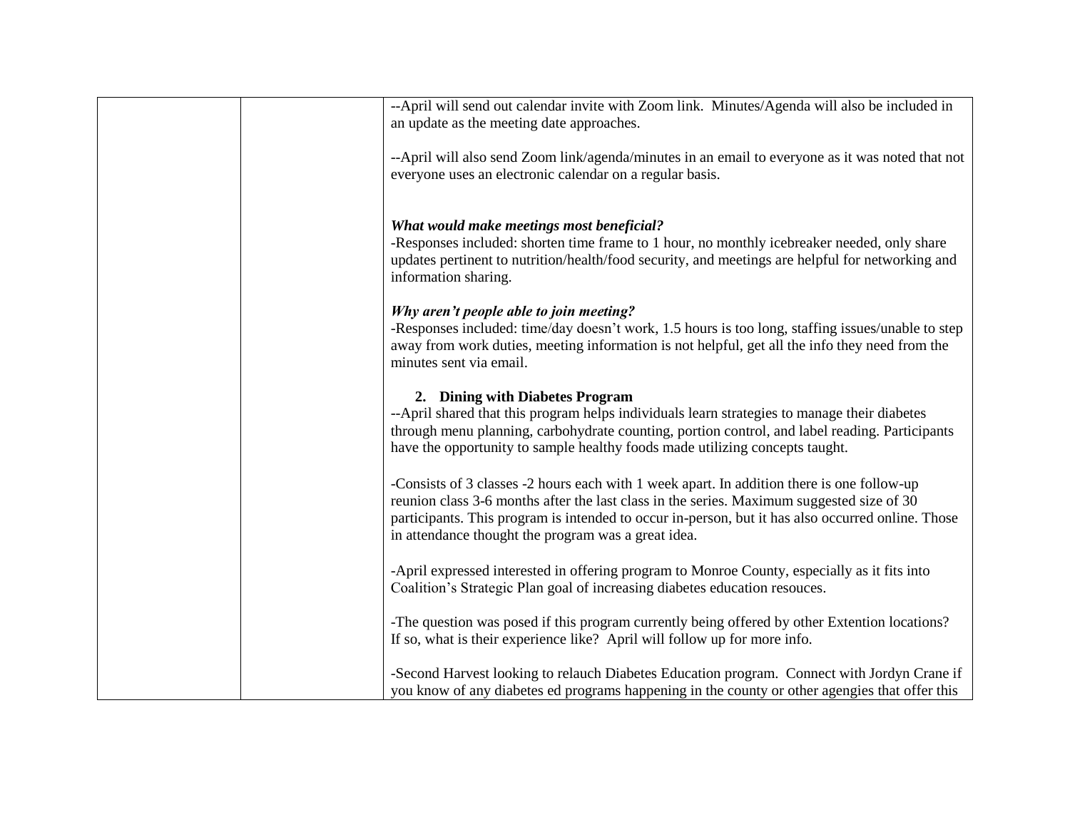| | | --April will send out calendar invite with Zoom link. Minutes/Agenda will also be included in an update as the meeting date approaches.<br><br>--April will also send Zoom link/agenda/minutes in an email to everyone as it was noted that not everyone uses an electronic calendar on a regular basis.<br><br>***What would make meetings most beneficial?***<br>-Responses included: shorten time frame to 1 hour, no monthly icebreaker needed, only share updates pertinent to nutrition/health/food security, and meetings are helpful for networking and information sharing.<br><br>***Why aren't people able to join meeting?***<br>-Responses included: time/day doesn't work, 1.5 hours is too long, staffing issues/unable to step away from work duties, meeting information is not helpful, get all the info they need from the minutes sent via email.<br><br>**2. Dining with Diabetes Program**<br>--April shared that this program helps individuals learn strategies to manage their diabetes through menu planning, carbohydrate counting, portion control, and label reading. Participants have the opportunity to sample healthy foods made utilizing concepts taught.<br><br>-Consists of 3 classes -2 hours each with 1 week apart. In addition there is one follow-up reunion class 3-6 months after the last class in the series. Maximum suggested size of 30 participants. This program is intended to occur in-person, but it has also occurred online. Those in attendance thought the program was a great idea.<br><br>-April expressed interested in offering program to Monroe County, especially as it fits into Coalition's Strategic Plan goal of increasing diabetes education resouces.<br><br>-The question was posed if this program currently being offered by other Extention locations? If so, what is their experience like? April will follow up for more info.<br><br>-Second Harvest looking to relauch Diabetes Education program. Connect with Jordyn Crane if you know of any diabetes ed programs happening in the county or other agengies that offer this |
|---|---|---|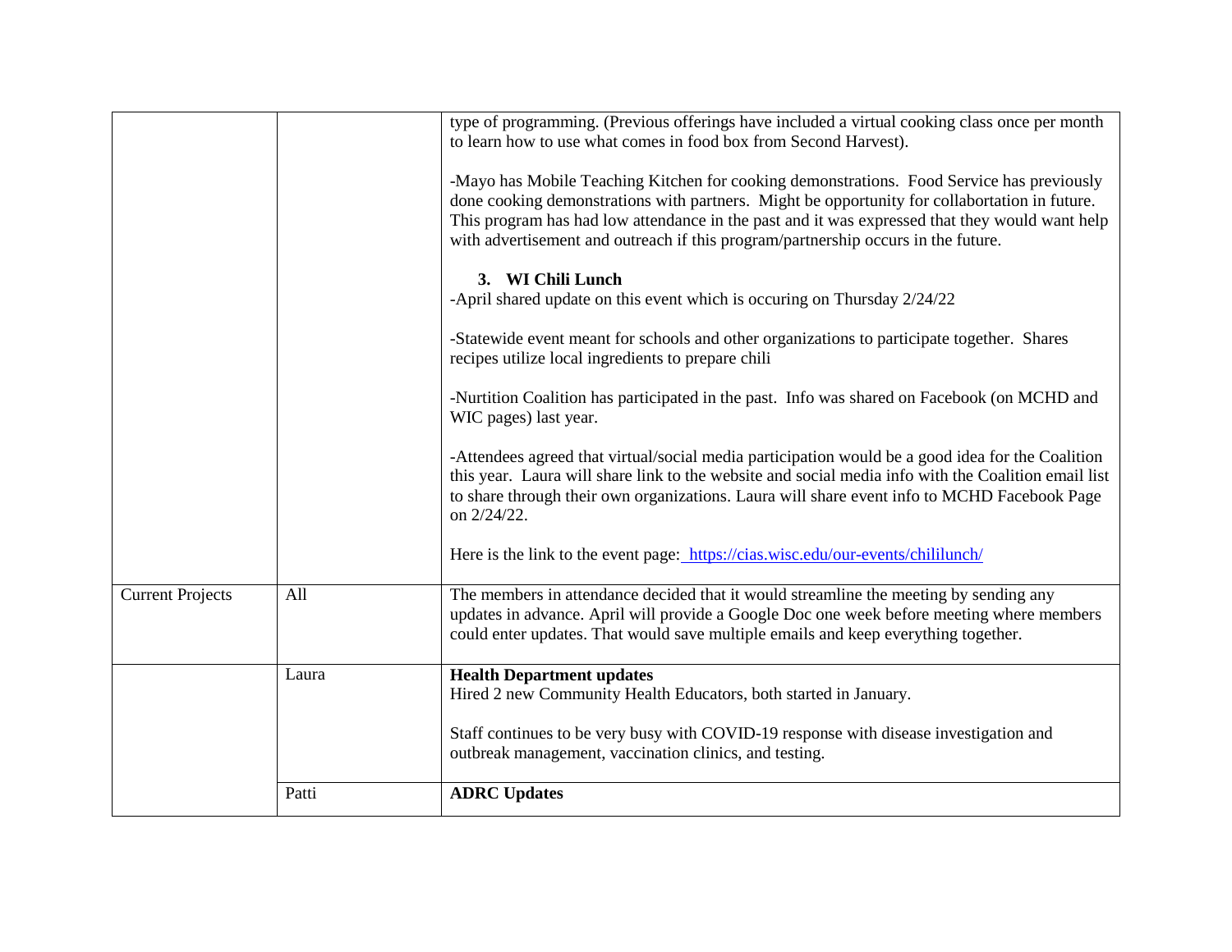| | | |
|---|---|---|
| | | type of programming. (Previous offerings have included a virtual cooking class once per month to learn how to use what comes in food box from Second Harvest).<br><br>-Mayo has Mobile Teaching Kitchen for cooking demonstrations. Food Service has previously done cooking demonstrations with partners. Might be opportunity for collabortation in future. This program has had low attendance in the past and it was expressed that they would want help with advertisement and outreach if this program/partnership occurs in the future.<br><br>**3. WI Chili Lunch**<br>-April shared update on this event which is occuring on Thursday 2/24/22<br><br>-Statewide event meant for schools and other organizations to participate together. Shares recipes utilize local ingredients to prepare chili<br><br>-Nurtition Coalition has participated in the past. Info was shared on Facebook (on MCHD and WIC pages) last year.<br><br>-Attendees agreed that virtual/social media participation would be a good idea for the Coalition this year. Laura will share link to the website and social media info with the Coalition email list to share through their own organizations. Laura will share event info to MCHD Facebook Page on 2/24/22.<br><br>Here is the link to the event page: https://cias.wisc.edu/our-events/chililunch/ |
| Current Projects | All | The members in attendance decided that it would streamline the meeting by sending any updates in advance. April will provide a Google Doc one week before meeting where members could enter updates. That would save multiple emails and keep everything together. |
| | Laura | **Health Department updates**<br>Hired 2 new Community Health Educators, both started in January.<br><br>Staff continues to be very busy with COVID-19 response with disease investigation and outbreak management, vaccination clinics, and testing. |
| | Patti | **ADRC Updates** |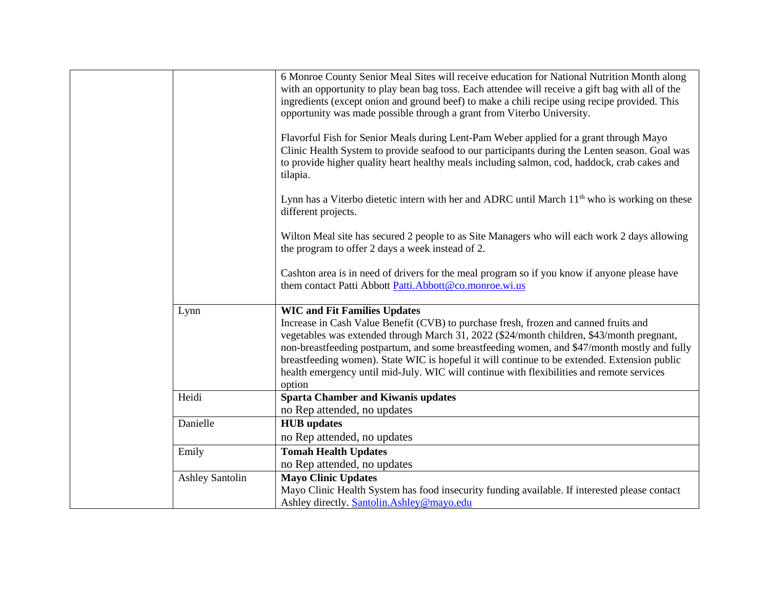| | | |
|---|---|---|
| | | 6 Monroe County Senior Meal Sites will receive education for National Nutrition Month along with an opportunity to play bean bag toss. Each attendee will receive a gift bag with all of the ingredients (except onion and ground beef) to make a chili recipe using recipe provided. This opportunity was made possible through a grant from Viterbo University.<br><br>Flavorful Fish for Senior Meals during Lent-Pam Weber applied for a grant through Mayo Clinic Health System to provide seafood to our participants during the Lenten season. Goal was to provide higher quality heart healthy meals including salmon, cod, haddock, crab cakes and tilapia.<br><br>Lynn has a Viterbo dietetic intern with her and ADRC until March 11th who is working on these different projects.<br><br>Wilton Meal site has secured 2 people to as Site Managers who will each work 2 days allowing the program to offer 2 days a week instead of 2.<br><br>Cashton area is in need of drivers for the meal program so if you know if anyone please have them contact Patti Abbott Patti.Abbott@co.monroe.wi.us |
| | Lynn | **WIC and Fit Families Updates**<br>Increase in Cash Value Benefit (CVB) to purchase fresh, frozen and canned fruits and vegetables was extended through March 31, 2022 ($24/month children, $43/month pregnant, non-breastfeeding postpartum, and some breastfeeding women, and $47/month mostly and fully breastfeeding women). State WIC is hopeful it will continue to be extended. Extension public health emergency until mid-July. WIC will continue with flexibilities and remote services option |
| | Heidi | **Sparta Chamber and Kiwanis updates**<br>no Rep attended, no updates |
| | Danielle | **HUB updates**<br>no Rep attended, no updates |
| | Emily | **Tomah Health Updates**<br>no Rep attended, no updates |
| | Ashley Santolin | **Mayo Clinic Updates**<br>Mayo Clinic Health System has food insecurity funding available. If interested please contact Ashley directly. Santolin.Ashley@mayo.edu |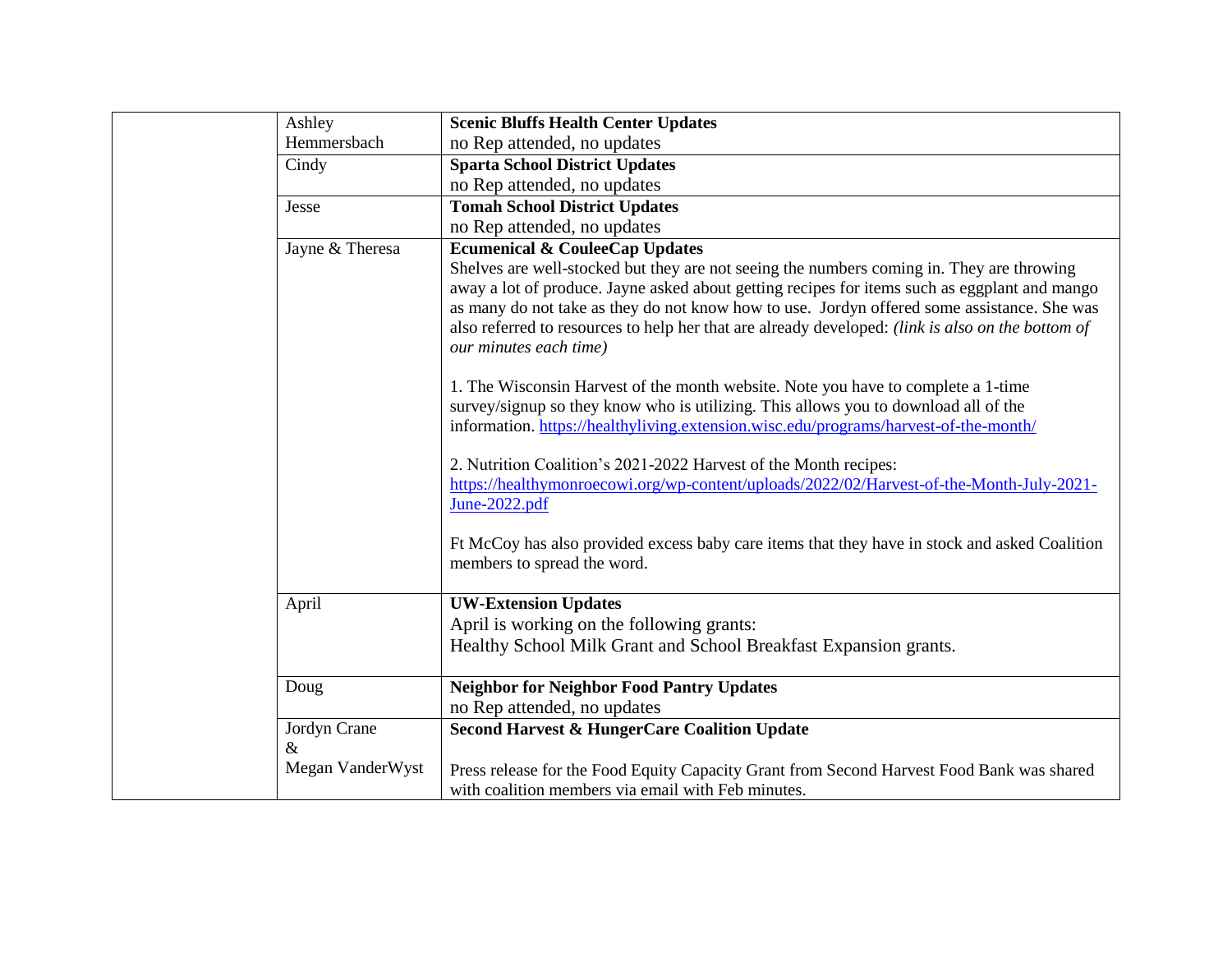|  | Ashley Hemmersbach | **Scenic Bluffs Health Center Updates**<br>no Rep attended, no updates |
|---|---|---|
|  | Cindy | **Sparta School District Updates**<br>no Rep attended, no updates |
|  | Jesse | **Tomah School District Updates**<br>no Rep attended, no updates |
|  | Jayne & Theresa | **Ecumenical & CouleeCap Updates**<br>Shelves are well-stocked but they are not seeing the numbers coming in. They are throwing away a lot of produce. Jayne asked about getting recipes for items such as eggplant and mango as many do not take as they do not know how to use. Jordyn offered some assistance. She was also referred to resources to help her that are already developed: *(link is also on the bottom of our minutes each time)*<br><br>1. The Wisconsin Harvest of the month website. Note you have to complete a 1-time survey/signup so they know who is utilizing. This allows you to download all of the information. https://healthyliving.extension.wisc.edu/programs/harvest-of-the-month/<br><br>2. Nutrition Coalition's 2021-2022 Harvest of the Month recipes: https://healthymonroecowi.org/wp-content/uploads/2022/02/Harvest-of-the-Month-July-2021-June-2022.pdf<br><br>Ft McCoy has also provided excess baby care items that they have in stock and asked Coalition members to spread the word. |
|  | April | **UW-Extension Updates**<br>April is working on the following grants:<br>Healthy School Milk Grant and School Breakfast Expansion grants. |
|  | Doug | **Neighbor for Neighbor Food Pantry Updates**<br>no Rep attended, no updates |
|  | Jordyn Crane & Megan VanderWyst | **Second Harvest & HungerCare Coalition Update**<br><br>Press release for the Food Equity Capacity Grant from Second Harvest Food Bank was shared with coalition members via email with Feb minutes. |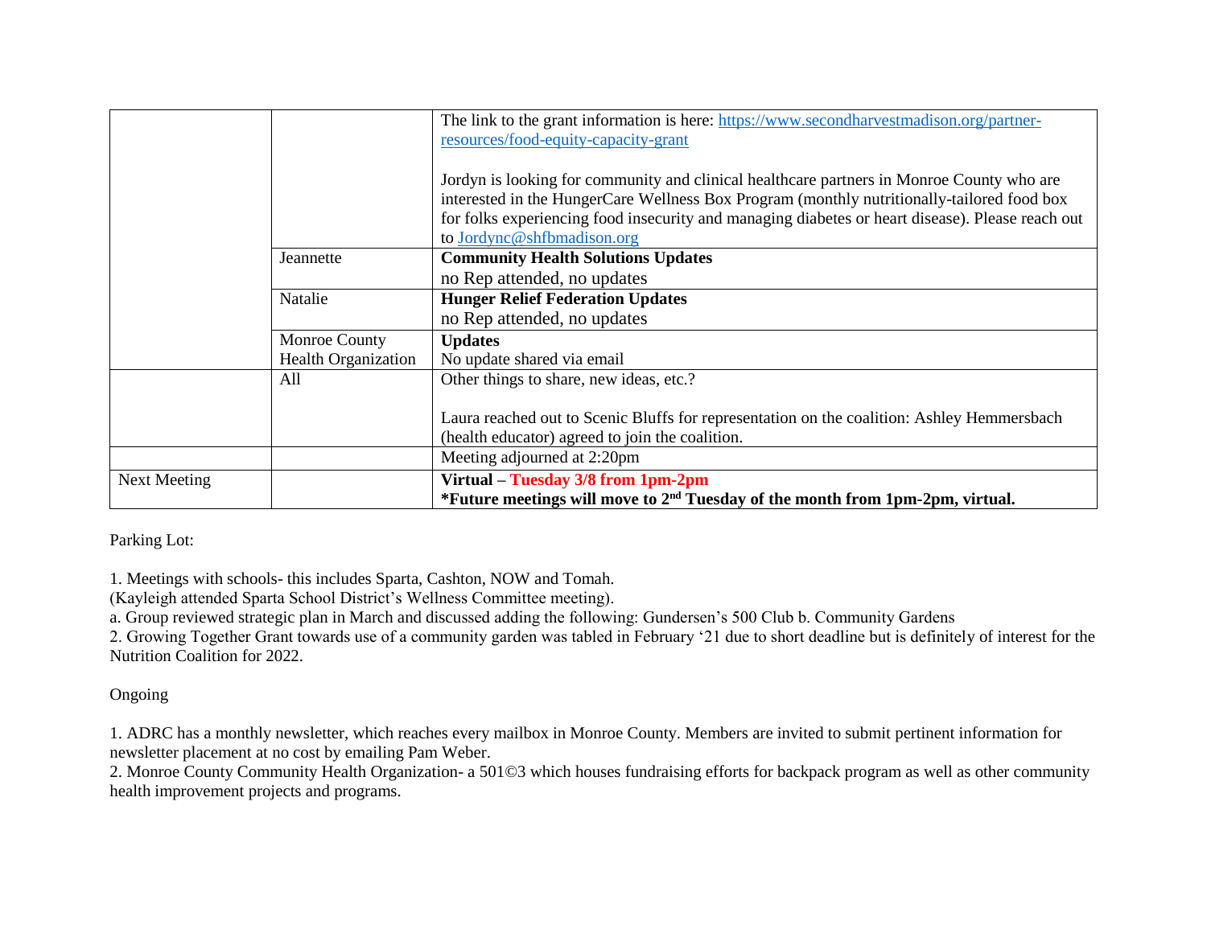| | | |
|---|---|---|
| | | The link to the grant information is here: https://www.secondharvestmadison.org/partner-resources/food-equity-capacity-grant<br><br>Jordyn is looking for community and clinical healthcare partners in Monroe County who are interested in the HungerCare Wellness Box Program (monthly nutritionally-tailored food box for folks experiencing food insecurity and managing diabetes or heart disease). Please reach out to Jordync@shfbmadison.org |
| | Jeannette | **Community Health Solutions Updates**<br>no Rep attended, no updates |
| | Natalie | **Hunger Relief Federation Updates**<br>no Rep attended, no updates |
| | Monroe County Health Organization | **Updates**<br>No update shared via email |
| | All | Other things to share, new ideas, etc.?<br><br>Laura reached out to Scenic Bluffs for representation on the coalition: Ashley Hemmersbach (health educator) agreed to join the coalition. |
| | | Meeting adjourned at 2:20pm |
| Next Meeting | | **Virtual – Tuesday 3/8 from 1pm-2pm**<br>**\*Future meetings will move to 2nd Tuesday of the month from 1pm-2pm, virtual.** |

Parking Lot:

1. Meetings with schools- this includes Sparta, Cashton, NOW and Tomah.
(Kayleigh attended Sparta School District's Wellness Committee meeting).
a. Group reviewed strategic plan in March and discussed adding the following: Gundersen's 500 Club b. Community Gardens
2. Growing Together Grant towards use of a community garden was tabled in February '21 due to short deadline but is definitely of interest for the Nutrition Coalition for 2022.

Ongoing

1. ADRC has a monthly newsletter, which reaches every mailbox in Monroe County. Members are invited to submit pertinent information for newsletter placement at no cost by emailing Pam Weber.
2. Monroe County Community Health Organization- a 501©3 which houses fundraising efforts for backpack program as well as other community health improvement projects and programs.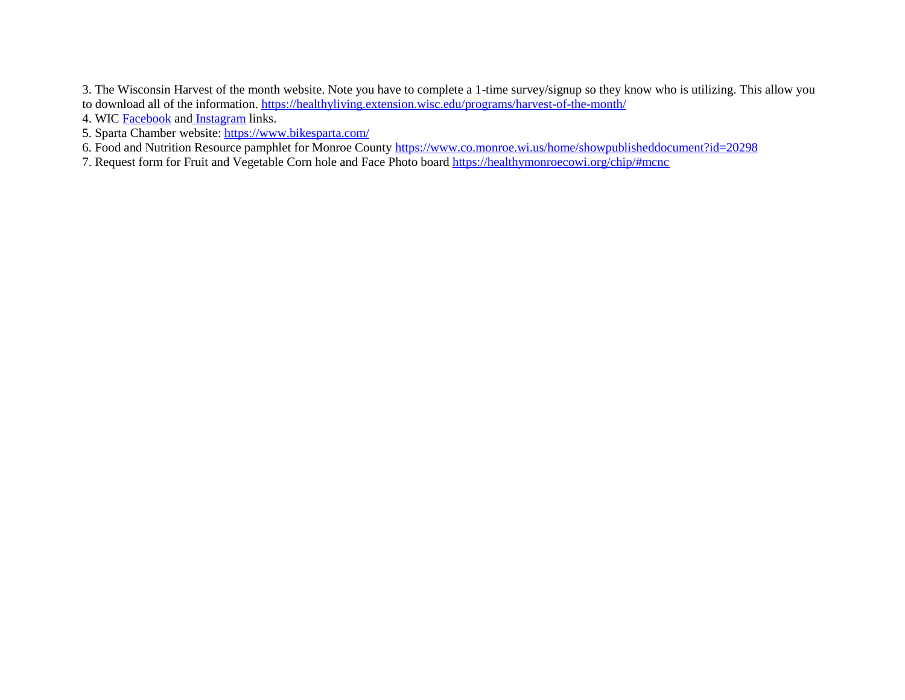3. The Wisconsin Harvest of the month website. Note you have to complete a 1-time survey/signup so they know who is utilizing. This allow you to download all of the information. https://healthyliving.extension.wisc.edu/programs/harvest-of-the-month/
4. WIC Facebook and Instagram links.
5. Sparta Chamber website: https://www.bikesparta.com/
6. Food and Nutrition Resource pamphlet for Monroe County https://www.co.monroe.wi.us/home/showpublisheddocument?id=20298
7. Request form for Fruit and Vegetable Corn hole and Face Photo board https://healthymonroecowi.org/chip/#mcnc